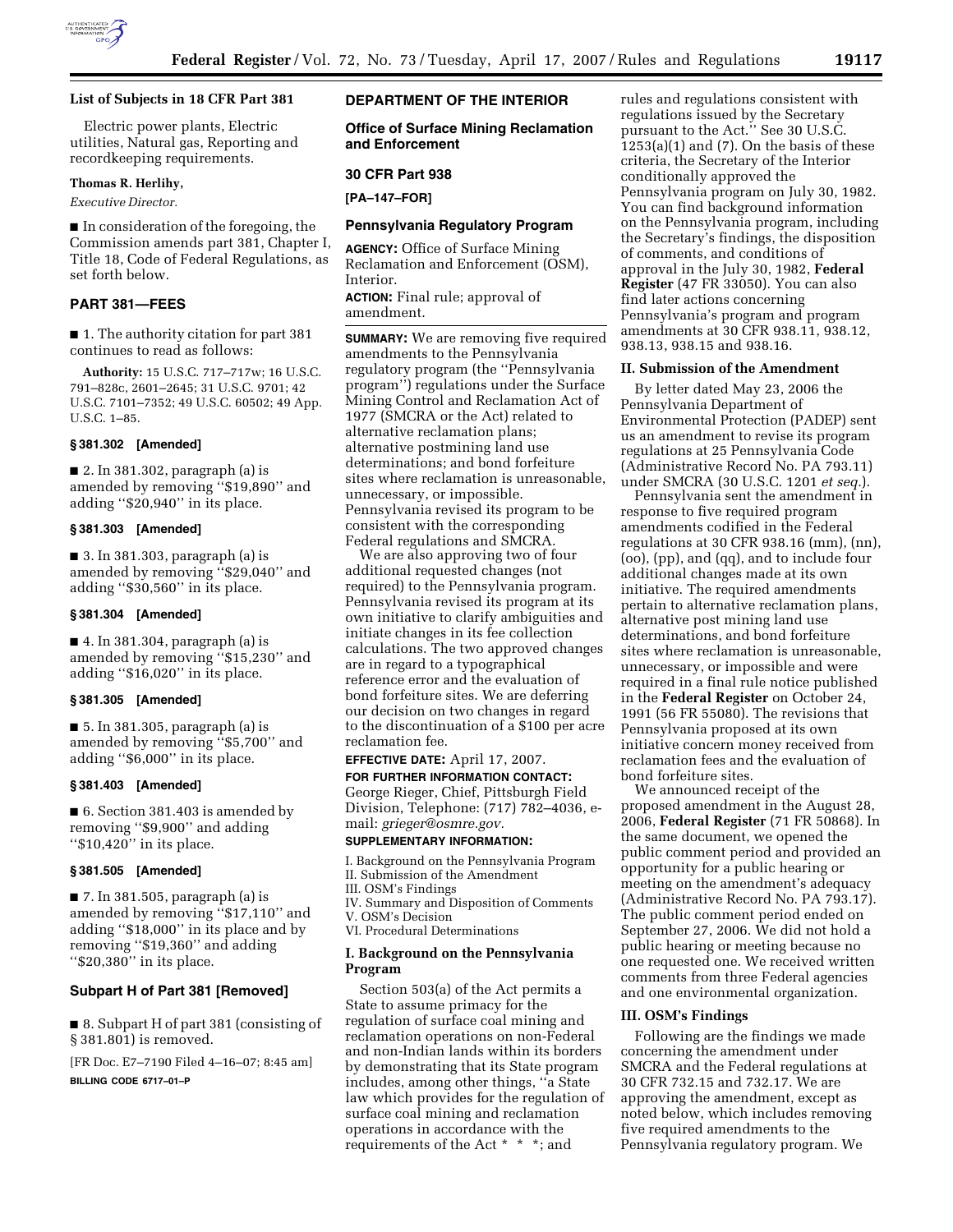**List of Subjects in 18 CFR Part 381**

Electric power plants, Electric utilities, Natural gas, Reporting and recordkeeping requirements.

**Thomas R. Herlihy,**

*Executive Director.*

■ In consideration of the foregoing, the Commission amends part 381, Chapter I, Title 18, Code of Federal Regulations, as set forth below.

## PART 381—FEES

■ 1. The authority citation for part 381 continues to read as follows:

**Authority:** 15 U.S.C. 717–717w; 16 U.S.C. 791–828c, 2601–2645; 31 U.S.C. 9701; 42 U.S.C. 7101–7352; 49 U.S.C. 60502; 49 App. U.S.C. 1–85.

### § 381.302 [Amended]

■ 2. In 381.302, paragraph (a) is amended by removing ''$19,890'' and adding ''$20,940'' in its place.

### § 381.303 [Amended]

■ 3. In 381.303, paragraph (a) is amended by removing ''$29,040'' and adding ''$30,560'' in its place.

### § 381.304 [Amended]

■ 4. In 381.304, paragraph (a) is amended by removing ''$15,230'' and adding ''$16,020'' in its place.

### § 381.305 [Amended]

■ 5. In 381.305, paragraph (a) is amended by removing ''$5,700'' and adding ''$6,000'' in its place.

### § 381.403 [Amended]

■ 6. Section 381.403 is amended by removing ''$9,900'' and adding ''$10,420'' in its place.

### § 381.505 [Amended]

■ 7. In 381.505, paragraph (a) is amended by removing ''$17,110'' and adding ''$18,000'' in its place and by removing ''$19,360'' and adding ''$20,380'' in its place.

### Subpart H of Part 381 [Removed]

■ 8. Subpart H of part 381 (consisting of § 381.801) is removed.

[FR Doc. E7–7190 Filed 4–16–07; 8:45 am]

**BILLING CODE 6717–01–P**

## DEPARTMENT OF THE INTERIOR

### Office of Surface Mining Reclamation and Enforcement

### 30 CFR Part 938

**[PA–147–FOR]**

### Pennsylvania Regulatory Program

**AGENCY:** Office of Surface Mining Reclamation and Enforcement (OSM), Interior.

**ACTION:** Final rule; approval of amendment.

**SUMMARY:** We are removing five required amendments to the Pennsylvania regulatory program (the ''Pennsylvania program'') regulations under the Surface Mining Control and Reclamation Act of 1977 (SMCRA or the Act) related to alternative reclamation plans; alternative postmining land use determinations; and bond forfeiture sites where reclamation is unreasonable, unnecessary, or impossible. Pennsylvania revised its program to be consistent with the corresponding Federal regulations and SMCRA.

We are also approving two of four additional requested changes (not required) to the Pennsylvania program. Pennsylvania revised its program at its own initiative to clarify ambiguities and initiate changes in its fee collection calculations. The two approved changes are in regard to a typographical reference error and the evaluation of bond forfeiture sites. We are deferring our decision on two changes in regard to the discontinuation of a $100 per acre reclamation fee.

**EFFECTIVE DATE:** April 17, 2007.

**FOR FURTHER INFORMATION CONTACT:** George Rieger, Chief, Pittsburgh Field Division, Telephone: (717) 782–4036, e-mail: *grieger@osmre.gov.*

**SUPPLEMENTARY INFORMATION:**

I. Background on the Pennsylvania Program
II. Submission of the Amendment
III. OSM's Findings
IV. Summary and Disposition of Comments
V. OSM's Decision
VI. Procedural Determinations

### I. Background on the Pennsylvania Program

Section 503(a) of the Act permits a State to assume primacy for the regulation of surface coal mining and reclamation operations on non-Federal and non-Indian lands within its borders by demonstrating that its State program includes, among other things, ''a State law which provides for the regulation of surface coal mining and reclamation operations in accordance with the requirements of the Act * * *; and rules and regulations consistent with regulations issued by the Secretary pursuant to the Act.'' See 30 U.S.C. 1253(a)(1) and (7). On the basis of these criteria, the Secretary of the Interior conditionally approved the Pennsylvania program on July 30, 1982. You can find background information on the Pennsylvania program, including the Secretary's findings, the disposition of comments, and conditions of approval in the July 30, 1982, **Federal Register** (47 FR 33050). You can also find later actions concerning Pennsylvania's program and program amendments at 30 CFR 938.11, 938.12, 938.13, 938.15 and 938.16.

### II. Submission of the Amendment

By letter dated May 23, 2006 the Pennsylvania Department of Environmental Protection (PADEP) sent us an amendment to revise its program regulations at 25 Pennsylvania Code (Administrative Record No. PA 793.11) under SMCRA (30 U.S.C. 1201 *et seq.*).

Pennsylvania sent the amendment in response to five required program amendments codified in the Federal regulations at 30 CFR 938.16 (mm), (nn), (oo), (pp), and (qq), and to include four additional changes made at its own initiative. The required amendments pertain to alternative reclamation plans, alternative post mining land use determinations, and bond forfeiture sites where reclamation is unreasonable, unnecessary, or impossible and were required in a final rule notice published in the **Federal Register** on October 24, 1991 (56 FR 55080). The revisions that Pennsylvania proposed at its own initiative concern money received from reclamation fees and the evaluation of bond forfeiture sites.

We announced receipt of the proposed amendment in the August 28, 2006, **Federal Register** (71 FR 50868). In the same document, we opened the public comment period and provided an opportunity for a public hearing or meeting on the amendment's adequacy (Administrative Record No. PA 793.17). The public comment period ended on September 27, 2006. We did not hold a public hearing or meeting because no one requested one. We received written comments from three Federal agencies and one environmental organization.

### III. OSM's Findings

Following are the findings we made concerning the amendment under SMCRA and the Federal regulations at 30 CFR 732.15 and 732.17. We are approving the amendment, except as noted below, which includes removing five required amendments to the Pennsylvania regulatory program. We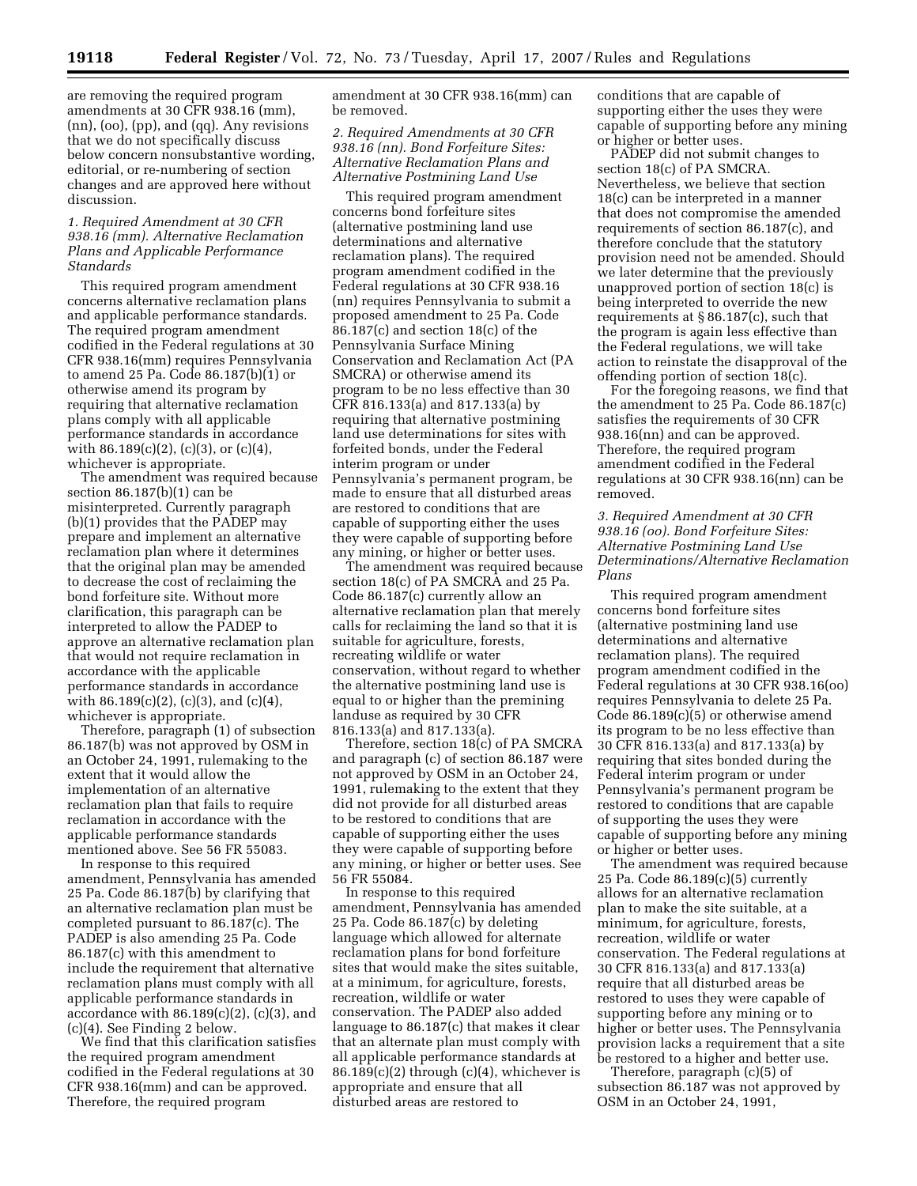are removing the required program amendments at 30 CFR 938.16 (mm), (nn), (oo), (pp), and (qq). Any revisions that we do not specifically discuss below concern nonsubstantive wording, editorial, or re-numbering of section changes and are approved here without discussion.

*1. Required Amendment at 30 CFR 938.16 (mm). Alternative Reclamation Plans and Applicable Performance Standards*

This required program amendment concerns alternative reclamation plans and applicable performance standards. The required program amendment codified in the Federal regulations at 30 CFR 938.16(mm) requires Pennsylvania to amend 25 Pa. Code 86.187(b)(1) or otherwise amend its program by requiring that alternative reclamation plans comply with all applicable performance standards in accordance with 86.189(c)(2), (c)(3), or (c)(4), whichever is appropriate.

The amendment was required because section 86.187(b)(1) can be misinterpreted. Currently paragraph (b)(1) provides that the PADEP may prepare and implement an alternative reclamation plan where it determines that the original plan may be amended to decrease the cost of reclaiming the bond forfeiture site. Without more clarification, this paragraph can be interpreted to allow the PADEP to approve an alternative reclamation plan that would not require reclamation in accordance with the applicable performance standards in accordance with 86.189(c)(2), (c)(3), and (c)(4), whichever is appropriate.

Therefore, paragraph (1) of subsection 86.187(b) was not approved by OSM in an October 24, 1991, rulemaking to the extent that it would allow the implementation of an alternative reclamation plan that fails to require reclamation in accordance with the applicable performance standards mentioned above. See 56 FR 55083.

In response to this required amendment, Pennsylvania has amended 25 Pa. Code 86.187(b) by clarifying that an alternative reclamation plan must be completed pursuant to 86.187(c). The PADEP is also amending 25 Pa. Code 86.187(c) with this amendment to include the requirement that alternative reclamation plans must comply with all applicable performance standards in accordance with 86.189(c)(2), (c)(3), and (c)(4). See Finding 2 below.

We find that this clarification satisfies the required program amendment codified in the Federal regulations at 30 CFR 938.16(mm) and can be approved. Therefore, the required program amendment at 30 CFR 938.16(mm) can be removed.

*2. Required Amendments at 30 CFR 938.16 (nn). Bond Forfeiture Sites: Alternative Reclamation Plans and Alternative Postmining Land Use*

This required program amendment concerns bond forfeiture sites (alternative postmining land use determinations and alternative reclamation plans). The required program amendment codified in the Federal regulations at 30 CFR 938.16 (nn) requires Pennsylvania to submit a proposed amendment to 25 Pa. Code 86.187(c) and section 18(c) of the Pennsylvania Surface Mining Conservation and Reclamation Act (PA SMCRA) or otherwise amend its program to be no less effective than 30 CFR 816.133(a) and 817.133(a) by requiring that alternative postmining land use determinations for sites with forfeited bonds, under the Federal interim program or under Pennsylvania's permanent program, be made to ensure that all disturbed areas are restored to conditions that are capable of supporting either the uses they were capable of supporting before any mining, or higher or better uses.

The amendment was required because section 18(c) of PA SMCRA and 25 Pa. Code 86.187(c) currently allow an alternative reclamation plan that merely calls for reclaiming the land so that it is suitable for agriculture, forests, recreating wildlife or water conservation, without regard to whether the alternative postmining land use is equal to or higher than the premining landuse as required by 30 CFR 816.133(a) and 817.133(a).

Therefore, section 18(c) of PA SMCRA and paragraph (c) of section 86.187 were not approved by OSM in an October 24, 1991, rulemaking to the extent that they did not provide for all disturbed areas to be restored to conditions that are capable of supporting either the uses they were capable of supporting before any mining, or higher or better uses. See 56 FR 55084.

In response to this required amendment, Pennsylvania has amended 25 Pa. Code 86.187(c) by deleting language which allowed for alternate reclamation plans for bond forfeiture sites that would make the sites suitable, at a minimum, for agriculture, forests, recreation, wildlife or water conservation. The PADEP also added language to 86.187(c) that makes it clear that an alternate plan must comply with all applicable performance standards at 86.189(c)(2) through (c)(4), whichever is appropriate and ensure that all disturbed areas are restored to conditions that are capable of supporting either the uses they were capable of supporting before any mining or higher or better uses.

PADEP did not submit changes to section 18(c) of PA SMCRA. Nevertheless, we believe that section 18(c) can be interpreted in a manner that does not compromise the amended requirements of section 86.187(c), and therefore conclude that the statutory provision need not be amended. Should we later determine that the previously unapproved portion of section 18(c) is being interpreted to override the new requirements at § 86.187(c), such that the program is again less effective than the Federal regulations, we will take action to reinstate the disapproval of the offending portion of section 18(c).

For the foregoing reasons, we find that the amendment to 25 Pa. Code 86.187(c) satisfies the requirements of 30 CFR 938.16(nn) and can be approved. Therefore, the required program amendment codified in the Federal regulations at 30 CFR 938.16(nn) can be removed.

*3. Required Amendment at 30 CFR 938.16 (oo). Bond Forfeiture Sites: Alternative Postmining Land Use Determinations/Alternative Reclamation Plans*

This required program amendment concerns bond forfeiture sites (alternative postmining land use determinations and alternative reclamation plans). The required program amendment codified in the Federal regulations at 30 CFR 938.16(oo) requires Pennsylvania to delete 25 Pa. Code 86.189(c)(5) or otherwise amend its program to be no less effective than 30 CFR 816.133(a) and 817.133(a) by requiring that sites bonded during the Federal interim program or under Pennsylvania's permanent program be restored to conditions that are capable of supporting the uses they were capable of supporting before any mining or higher or better uses.

The amendment was required because 25 Pa. Code 86.189(c)(5) currently allows for an alternative reclamation plan to make the site suitable, at a minimum, for agriculture, forests, recreation, wildlife or water conservation. The Federal regulations at 30 CFR 816.133(a) and 817.133(a) require that all disturbed areas be restored to uses they were capable of supporting before any mining or to higher or better uses. The Pennsylvania provision lacks a requirement that a site be restored to a higher and better use.

Therefore, paragraph (c)(5) of subsection 86.187 was not approved by OSM in an October 24, 1991,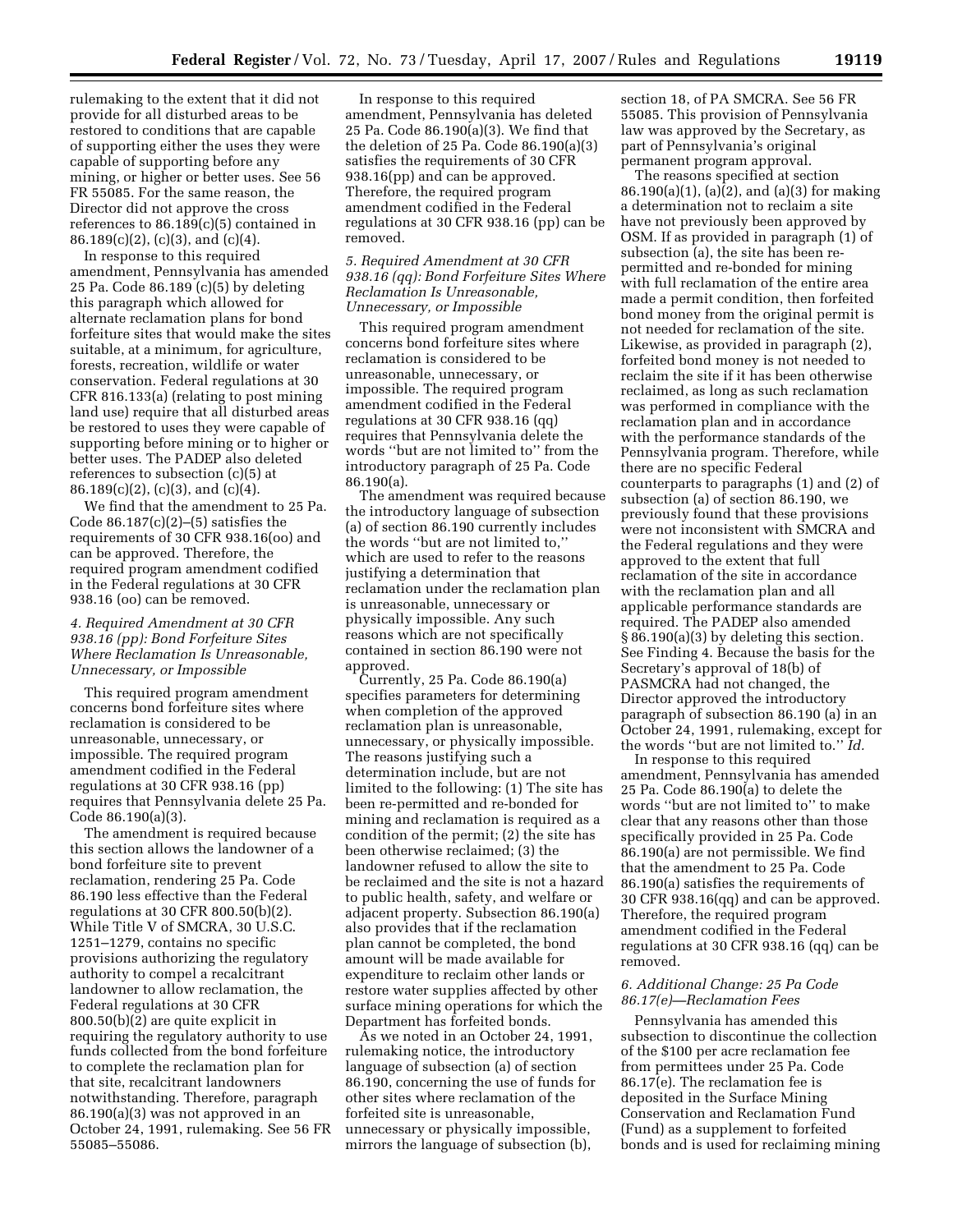rulemaking to the extent that it did not provide for all disturbed areas to be restored to conditions that are capable of supporting either the uses they were capable of supporting before any mining, or higher or better uses. See 56 FR 55085. For the same reason, the Director did not approve the cross references to 86.189(c)(5) contained in 86.189(c)(2), (c)(3), and (c)(4).

In response to this required amendment, Pennsylvania has amended 25 Pa. Code 86.189 (c)(5) by deleting this paragraph which allowed for alternate reclamation plans for bond forfeiture sites that would make the sites suitable, at a minimum, for agriculture, forests, recreation, wildlife or water conservation. Federal regulations at 30 CFR 816.133(a) (relating to post mining land use) require that all disturbed areas be restored to uses they were capable of supporting before mining or to higher or better uses. The PADEP also deleted references to subsection (c)(5) at 86.189(c)(2), (c)(3), and (c)(4).

We find that the amendment to 25 Pa. Code 86.187(c)(2)–(5) satisfies the requirements of 30 CFR 938.16(oo) and can be approved. Therefore, the required program amendment codified in the Federal regulations at 30 CFR 938.16 (oo) can be removed.

### *4. Required Amendment at 30 CFR 938.16 (pp): Bond Forfeiture Sites Where Reclamation Is Unreasonable, Unnecessary, or Impossible*

This required program amendment concerns bond forfeiture sites where reclamation is considered to be unreasonable, unnecessary, or impossible. The required program amendment codified in the Federal regulations at 30 CFR 938.16 (pp) requires that Pennsylvania delete 25 Pa. Code 86.190(a)(3).

The amendment is required because this section allows the landowner of a bond forfeiture site to prevent reclamation, rendering 25 Pa. Code 86.190 less effective than the Federal regulations at 30 CFR 800.50(b)(2). While Title V of SMCRA, 30 U.S.C. 1251–1279, contains no specific provisions authorizing the regulatory authority to compel a recalcitrant landowner to allow reclamation, the Federal regulations at 30 CFR 800.50(b)(2) are quite explicit in requiring the regulatory authority to use funds collected from the bond forfeiture to complete the reclamation plan for that site, recalcitrant landowners notwithstanding. Therefore, paragraph 86.190(a)(3) was not approved in an October 24, 1991, rulemaking. See 56 FR 55085–55086.

In response to this required amendment, Pennsylvania has deleted 25 Pa. Code 86.190(a)(3). We find that the deletion of 25 Pa. Code 86.190(a)(3) satisfies the requirements of 30 CFR 938.16(pp) and can be approved. Therefore, the required program amendment codified in the Federal regulations at 30 CFR 938.16 (pp) can be removed.

### *5. Required Amendment at 30 CFR 938.16 (qq): Bond Forfeiture Sites Where Reclamation Is Unreasonable, Unnecessary, or Impossible*

This required program amendment concerns bond forfeiture sites where reclamation is considered to be unreasonable, unnecessary, or impossible. The required program amendment codified in the Federal regulations at 30 CFR 938.16 (qq) requires that Pennsylvania delete the words ''but are not limited to'' from the introductory paragraph of 25 Pa. Code 86.190(a).

The amendment was required because the introductory language of subsection (a) of section 86.190 currently includes the words ''but are not limited to,'' which are used to refer to the reasons justifying a determination that reclamation under the reclamation plan is unreasonable, unnecessary or physically impossible. Any such reasons which are not specifically contained in section 86.190 were not approved.

Currently, 25 Pa. Code 86.190(a) specifies parameters for determining when completion of the approved reclamation plan is unreasonable, unnecessary, or physically impossible. The reasons justifying such a determination include, but are not limited to the following: (1) The site has been re-permitted and re-bonded for mining and reclamation is required as a condition of the permit; (2) the site has been otherwise reclaimed; (3) the landowner refused to allow the site to be reclaimed and the site is not a hazard to public health, safety, and welfare or adjacent property. Subsection 86.190(a) also provides that if the reclamation plan cannot be completed, the bond amount will be made available for expenditure to reclaim other lands or restore water supplies affected by other surface mining operations for which the Department has forfeited bonds.

As we noted in an October 24, 1991, rulemaking notice, the introductory language of subsection (a) of section 86.190, concerning the use of funds for other sites where reclamation of the forfeited site is unreasonable, unnecessary or physically impossible, mirrors the language of subsection (b), section 18, of PA SMCRA. See 56 FR 55085. This provision of Pennsylvania law was approved by the Secretary, as part of Pennsylvania's original permanent program approval.

The reasons specified at section 86.190(a)(1), (a)(2), and (a)(3) for making a determination not to reclaim a site have not previously been approved by OSM. If as provided in paragraph (1) of subsection (a), the site has been re-permitted and re-bonded for mining with full reclamation of the entire area made a permit condition, then forfeited bond money from the original permit is not needed for reclamation of the site. Likewise, as provided in paragraph (2), forfeited bond money is not needed to reclaim the site if it has been otherwise reclaimed, as long as such reclamation was performed in compliance with the reclamation plan and in accordance with the performance standards of the Pennsylvania program. Therefore, while there are no specific Federal counterparts to paragraphs (1) and (2) of subsection (a) of section 86.190, we previously found that these provisions were not inconsistent with SMCRA and the Federal regulations and they were approved to the extent that full reclamation of the site in accordance with the reclamation plan and all applicable performance standards are required. The PADEP also amended § 86.190(a)(3) by deleting this section. See Finding 4. Because the basis for the Secretary's approval of 18(b) of PASMCRA had not changed, the Director approved the introductory paragraph of subsection 86.190 (a) in an October 24, 1991, rulemaking, except for the words ''but are not limited to.'' *Id.*

In response to this required amendment, Pennsylvania has amended 25 Pa. Code 86.190(a) to delete the words ''but are not limited to'' to make clear that any reasons other than those specifically provided in 25 Pa. Code 86.190(a) are not permissible. We find that the amendment to 25 Pa. Code 86.190(a) satisfies the requirements of 30 CFR 938.16(qq) and can be approved. Therefore, the required program amendment codified in the Federal regulations at 30 CFR 938.16 (qq) can be removed.

### *6. Additional Change: 25 Pa Code 86.17(e)—Reclamation Fees*

Pennsylvania has amended this subsection to discontinue the collection of the $100 per acre reclamation fee from permittees under 25 Pa. Code 86.17(e). The reclamation fee is deposited in the Surface Mining Conservation and Reclamation Fund (Fund) as a supplement to forfeited bonds and is used for reclaiming mining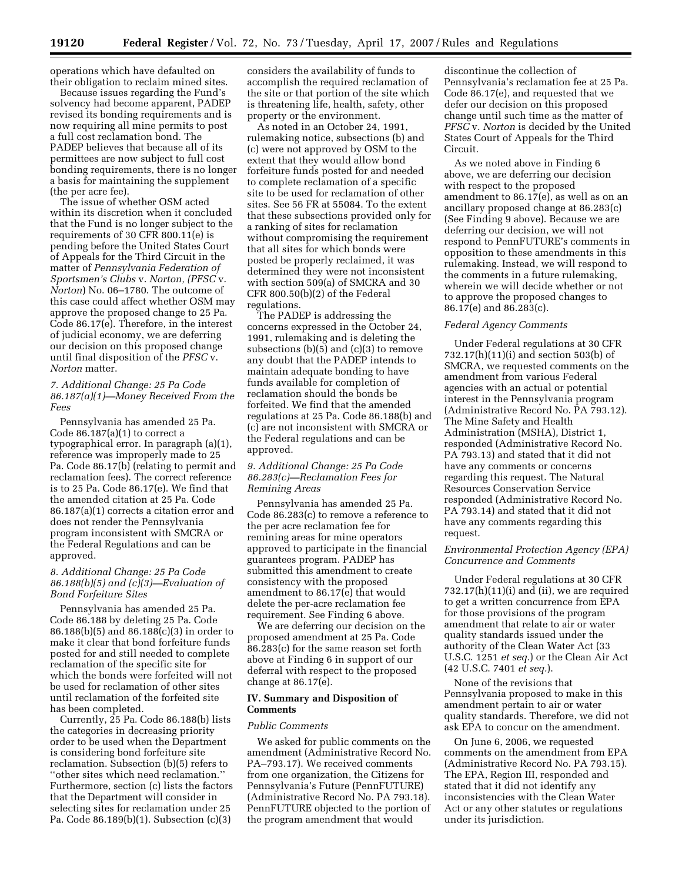operations which have defaulted on their obligation to reclaim mined sites.

Because issues regarding the Fund's solvency had become apparent, PADEP revised its bonding requirements and is now requiring all mine permits to post a full cost reclamation bond. The PADEP believes that because all of its permittees are now subject to full cost bonding requirements, there is no longer a basis for maintaining the supplement (the per acre fee).

The issue of whether OSM acted within its discretion when it concluded that the Fund is no longer subject to the requirements of 30 CFR 800.11(e) is pending before the United States Court of Appeals for the Third Circuit in the matter of *Pennsylvania Federation of Sportsmen's Clubs* v. *Norton, (PFSC* v. *Norton*) No. 06–1780. The outcome of this case could affect whether OSM may approve the proposed change to 25 Pa. Code 86.17(e). Therefore, in the interest of judicial economy, we are deferring our decision on this proposed change until final disposition of the *PFSC* v. *Norton* matter.

### *7. Additional Change: 25 Pa Code 86.187(a)(1)—Money Received From the Fees*

Pennsylvania has amended 25 Pa. Code 86.187(a)(1) to correct a typographical error. In paragraph (a)(1), reference was improperly made to 25 Pa. Code 86.17(b) (relating to permit and reclamation fees). The correct reference is to 25 Pa. Code 86.17(e). We find that the amended citation at 25 Pa. Code 86.187(a)(1) corrects a citation error and does not render the Pennsylvania program inconsistent with SMCRA or the Federal Regulations and can be approved.

### *8. Additional Change: 25 Pa Code 86.188(b)(5) and (c)(3)—Evaluation of Bond Forfeiture Sites*

Pennsylvania has amended 25 Pa. Code 86.188 by deleting 25 Pa. Code 86.188(b)(5) and 86.188(c)(3) in order to make it clear that bond forfeiture funds posted for and still needed to complete reclamation of the specific site for which the bonds were forfeited will not be used for reclamation of other sites until reclamation of the forfeited site has been completed.

Currently, 25 Pa. Code 86.188(b) lists the categories in decreasing priority order to be used when the Department is considering bond forfeiture site reclamation. Subsection (b)(5) refers to ''other sites which need reclamation.'' Furthermore, section (c) lists the factors that the Department will consider in selecting sites for reclamation under 25 Pa. Code 86.189(b)(1). Subsection (c)(3) considers the availability of funds to accomplish the required reclamation of the site or that portion of the site which is threatening life, health, safety, other property or the environment.

As noted in an October 24, 1991, rulemaking notice, subsections (b) and (c) were not approved by OSM to the extent that they would allow bond forfeiture funds posted for and needed to complete reclamation of a specific site to be used for reclamation of other sites. See 56 FR at 55084. To the extent that these subsections provided only for a ranking of sites for reclamation without compromising the requirement that all sites for which bonds were posted be properly reclaimed, it was determined they were not inconsistent with section 509(a) of SMCRA and 30 CFR 800.50(b)(2) of the Federal regulations.

The PADEP is addressing the concerns expressed in the October 24, 1991, rulemaking and is deleting the subsections (b)(5) and (c)(3) to remove any doubt that the PADEP intends to maintain adequate bonding to have funds available for completion of reclamation should the bonds be forfeited. We find that the amended regulations at 25 Pa. Code 86.188(b) and (c) are not inconsistent with SMCRA or the Federal regulations and can be approved.

### *9. Additional Change: 25 Pa Code 86.283(c)—Reclamation Fees for Remining Areas*

Pennsylvania has amended 25 Pa. Code 86.283(c) to remove a reference to the per acre reclamation fee for remining areas for mine operators approved to participate in the financial guarantees program. PADEP has submitted this amendment to create consistency with the proposed amendment to 86.17(e) that would delete the per-acre reclamation fee requirement. See Finding 6 above.

We are deferring our decision on the proposed amendment at 25 Pa. Code 86.283(c) for the same reason set forth above at Finding 6 in support of our deferral with respect to the proposed change at 86.17(e).

## IV. Summary and Disposition of Comments

### *Public Comments*

We asked for public comments on the amendment (Administrative Record No. PA–793.17). We received comments from one organization, the Citizens for Pennsylvania's Future (PennFUTURE) (Administrative Record No. PA 793.18). PennFUTURE objected to the portion of the program amendment that would discontinue the collection of Pennsylvania's reclamation fee at 25 Pa. Code 86.17(e), and requested that we defer our decision on this proposed change until such time as the matter of *PFSC* v. *Norton* is decided by the United States Court of Appeals for the Third Circuit.

As we noted above in Finding 6 above, we are deferring our decision with respect to the proposed amendment to 86.17(e), as well as on an ancillary proposed change at 86.283(c) (See Finding 9 above). Because we are deferring our decision, we will not respond to PennFUTURE's comments in opposition to these amendments in this rulemaking. Instead, we will respond to the comments in a future rulemaking, wherein we will decide whether or not to approve the proposed changes to 86.17(e) and 86.283(c).

### *Federal Agency Comments*

Under Federal regulations at 30 CFR 732.17(h)(11)(i) and section 503(b) of SMCRA, we requested comments on the amendment from various Federal agencies with an actual or potential interest in the Pennsylvania program (Administrative Record No. PA 793.12). The Mine Safety and Health Administration (MSHA), District 1, responded (Administrative Record No. PA 793.13) and stated that it did not have any comments or concerns regarding this request. The Natural Resources Conservation Service responded (Administrative Record No. PA 793.14) and stated that it did not have any comments regarding this request.

### *Environmental Protection Agency (EPA) Concurrence and Comments*

Under Federal regulations at 30 CFR 732.17(h)(11)(i) and (ii), we are required to get a written concurrence from EPA for those provisions of the program amendment that relate to air or water quality standards issued under the authority of the Clean Water Act (33 U.S.C. 1251 *et seq.*) or the Clean Air Act (42 U.S.C. 7401 *et seq.*).

None of the revisions that Pennsylvania proposed to make in this amendment pertain to air or water quality standards. Therefore, we did not ask EPA to concur on the amendment.

On June 6, 2006, we requested comments on the amendment from EPA (Administrative Record No. PA 793.15). The EPA, Region III, responded and stated that it did not identify any inconsistencies with the Clean Water Act or any other statutes or regulations under its jurisdiction.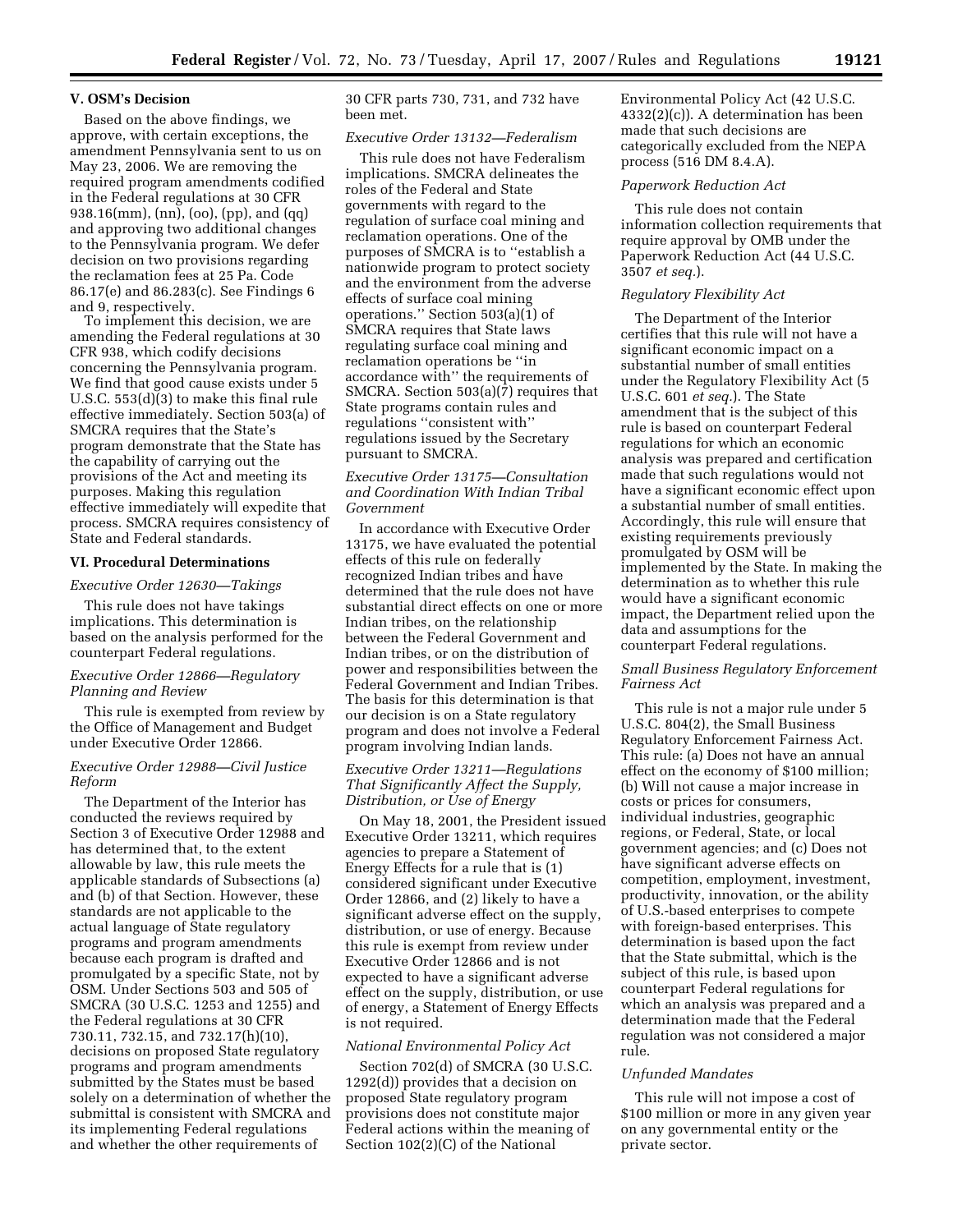## V. OSM's Decision

Based on the above findings, we approve, with certain exceptions, the amendment Pennsylvania sent to us on May 23, 2006. We are removing the required program amendments codified in the Federal regulations at 30 CFR 938.16(mm), (nn), (oo), (pp), and (qq) and approving two additional changes to the Pennsylvania program. We defer decision on two provisions regarding the reclamation fees at 25 Pa. Code 86.17(e) and 86.283(c). See Findings 6 and 9, respectively.

To implement this decision, we are amending the Federal regulations at 30 CFR 938, which codify decisions concerning the Pennsylvania program. We find that good cause exists under 5 U.S.C. 553(d)(3) to make this final rule effective immediately. Section 503(a) of SMCRA requires that the State's program demonstrate that the State has the capability of carrying out the provisions of the Act and meeting its purposes. Making this regulation effective immediately will expedite that process. SMCRA requires consistency of State and Federal standards.

## VI. Procedural Determinations

### *Executive Order 12630—Takings*

This rule does not have takings implications. This determination is based on the analysis performed for the counterpart Federal regulations.

### *Executive Order 12866—Regulatory Planning and Review*

This rule is exempted from review by the Office of Management and Budget under Executive Order 12866.

### *Executive Order 12988—Civil Justice Reform*

The Department of the Interior has conducted the reviews required by Section 3 of Executive Order 12988 and has determined that, to the extent allowable by law, this rule meets the applicable standards of Subsections (a) and (b) of that Section. However, these standards are not applicable to the actual language of State regulatory programs and program amendments because each program is drafted and promulgated by a specific State, not by OSM. Under Sections 503 and 505 of SMCRA (30 U.S.C. 1253 and 1255) and the Federal regulations at 30 CFR 730.11, 732.15, and 732.17(h)(10), decisions on proposed State regulatory programs and program amendments submitted by the States must be based solely on a determination of whether the submittal is consistent with SMCRA and its implementing Federal regulations and whether the other requirements of 30 CFR parts 730, 731, and 732 have been met.

### *Executive Order 13132—Federalism*

This rule does not have Federalism implications. SMCRA delineates the roles of the Federal and State governments with regard to the regulation of surface coal mining and reclamation operations. One of the purposes of SMCRA is to "establish a nationwide program to protect society and the environment from the adverse effects of surface coal mining operations." Section 503(a)(1) of SMCRA requires that State laws regulating surface coal mining and reclamation operations be "in accordance with" the requirements of SMCRA. Section 503(a)(7) requires that State programs contain rules and regulations "consistent with" regulations issued by the Secretary pursuant to SMCRA.

### *Executive Order 13175—Consultation and Coordination With Indian Tribal Government*

In accordance with Executive Order 13175, we have evaluated the potential effects of this rule on federally recognized Indian tribes and have determined that the rule does not have substantial direct effects on one or more Indian tribes, on the relationship between the Federal Government and Indian tribes, or on the distribution of power and responsibilities between the Federal Government and Indian Tribes. The basis for this determination is that our decision is on a State regulatory program and does not involve a Federal program involving Indian lands.

### *Executive Order 13211—Regulations That Significantly Affect the Supply, Distribution, or Use of Energy*

On May 18, 2001, the President issued Executive Order 13211, which requires agencies to prepare a Statement of Energy Effects for a rule that is (1) considered significant under Executive Order 12866, and (2) likely to have a significant adverse effect on the supply, distribution, or use of energy. Because this rule is exempt from review under Executive Order 12866 and is not expected to have a significant adverse effect on the supply, distribution, or use of energy, a Statement of Energy Effects is not required.

### *National Environmental Policy Act*

Section 702(d) of SMCRA (30 U.S.C. 1292(d)) provides that a decision on proposed State regulatory program provisions does not constitute major Federal actions within the meaning of Section 102(2)(C) of the National Environmental Policy Act (42 U.S.C. 4332(2)(c)). A determination has been made that such decisions are categorically excluded from the NEPA process (516 DM 8.4.A).

### *Paperwork Reduction Act*

This rule does not contain information collection requirements that require approval by OMB under the Paperwork Reduction Act (44 U.S.C. 3507 *et seq.*).

### *Regulatory Flexibility Act*

The Department of the Interior certifies that this rule will not have a significant economic impact on a substantial number of small entities under the Regulatory Flexibility Act (5 U.S.C. 601 *et seq.*). The State amendment that is the subject of this rule is based on counterpart Federal regulations for which an economic analysis was prepared and certification made that such regulations would not have a significant economic effect upon a substantial number of small entities. Accordingly, this rule will ensure that existing requirements previously promulgated by OSM will be implemented by the State. In making the determination as to whether this rule would have a significant economic impact, the Department relied upon the data and assumptions for the counterpart Federal regulations.

### *Small Business Regulatory Enforcement Fairness Act*

This rule is not a major rule under 5 U.S.C. 804(2), the Small Business Regulatory Enforcement Fairness Act. This rule: (a) Does not have an annual effect on the economy of $100 million; (b) Will not cause a major increase in costs or prices for consumers, individual industries, geographic regions, or Federal, State, or local government agencies; and (c) Does not have significant adverse effects on competition, employment, investment, productivity, innovation, or the ability of U.S.-based enterprises to compete with foreign-based enterprises. This determination is based upon the fact that the State submittal, which is the subject of this rule, is based upon counterpart Federal regulations for which an analysis was prepared and a determination made that the Federal regulation was not considered a major rule.

### *Unfunded Mandates*

This rule will not impose a cost of $100 million or more in any given year on any governmental entity or the private sector.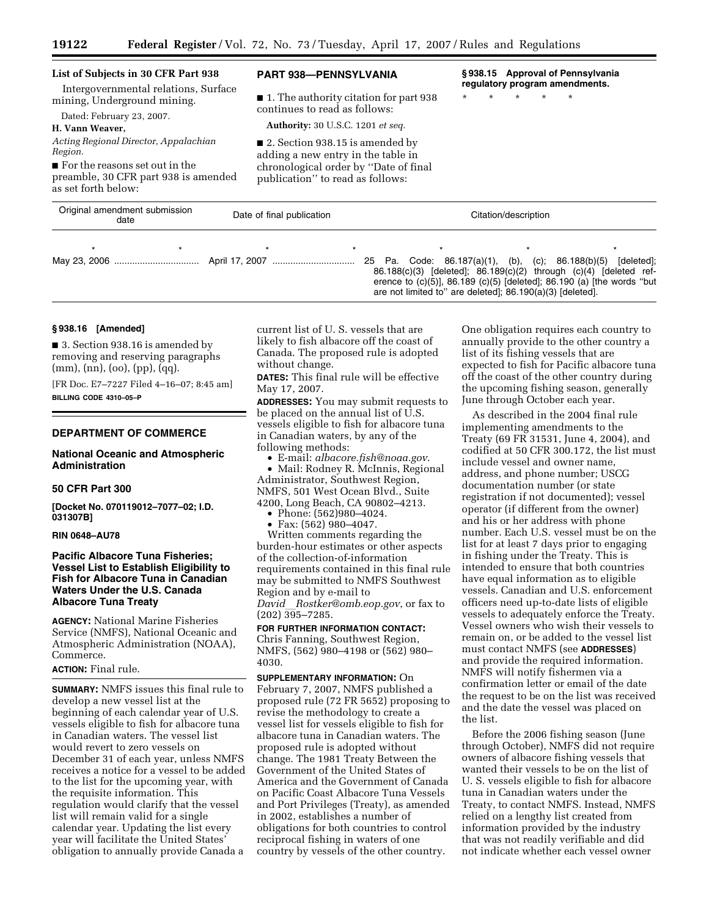**List of Subjects in 30 CFR Part 938**

Intergovernmental relations, Surface mining, Underground mining.

Dated: February 23, 2007.

**H. Vann Weaver,**

*Acting Regional Director, Appalachian Region.*

■ For the reasons set out in the preamble, 30 CFR part 938 is amended as set forth below:

**PART 938—PENNSYLVANIA**

■ 1. The authority citation for part 938 continues to read as follows:

**Authority:** 30 U.S.C. 1201 *et seq.*

■ 2. Section 938.15 is amended by adding a new entry in the table in chronological order by "Date of final publication" to read as follows:

**§ 938.15 Approval of Pennsylvania regulatory program amendments.**

\* \* \* \* \*

| Original amendment submission date | Date of final publication | Citation/description |
|---|---|---|
| \* \* | \* \* | \* \* \* |
| May 23, 2006 | April 17, 2007 | 25 Pa. Code: 86.187(a)(1), (b), (c); 86.188(b)(5) [deleted]; 86.188(c)(3) [deleted]; 86.189(c)(2) through (c)(4) [deleted reference to (c)(5)], 86.189 (c)(5) [deleted]; 86.190 (a) [the words "but are not limited to" are deleted]; 86.190(a)(3) [deleted]. |

**§ 938.16 [Amended]**

■ 3. Section 938.16 is amended by removing and reserving paragraphs (mm), (nn), (oo), (pp), (qq).

[FR Doc. E7–7227 Filed 4–16–07; 8:45 am]

**BILLING CODE 4310–05–P**

## DEPARTMENT OF COMMERCE

### National Oceanic and Atmospheric Administration

### 50 CFR Part 300

**[Docket No. 070119012–7077–02; I.D. 031307B]**

**RIN 0648–AU78**

### Pacific Albacore Tuna Fisheries; Vessel List to Establish Eligibility to Fish for Albacore Tuna in Canadian Waters Under the U.S. Canada Albacore Tuna Treaty

**AGENCY:** National Marine Fisheries Service (NMFS), National Oceanic and Atmospheric Administration (NOAA), Commerce.

**ACTION:** Final rule.

**SUMMARY:** NMFS issues this final rule to develop a new vessel list at the beginning of each calendar year of U.S. vessels eligible to fish for albacore tuna in Canadian waters. The vessel list would revert to zero vessels on December 31 of each year, unless NMFS receives a notice for a vessel to be added to the list for the upcoming year, with the requisite information. This regulation would clarify that the vessel list will remain valid for a single calendar year. Updating the list every year will facilitate the United States' obligation to annually provide Canada a current list of U. S. vessels that are likely to fish albacore off the coast of Canada. The proposed rule is adopted without change.

**DATES:** This final rule will be effective May 17, 2007.

**ADDRESSES:** You may submit requests to be placed on the annual list of U.S. vessels eligible to fish for albacore tuna in Canadian waters, by any of the following methods:

- E-mail: *albacore.fish@noaa.gov*.
- Mail: Rodney R. McInnis, Regional Administrator, Southwest Region, NMFS, 501 West Ocean Blvd., Suite 4200, Long Beach, CA 90802–4213.
- Phone: (562)980–4024.
- Fax: (562) 980–4047.

Written comments regarding the burden-hour estimates or other aspects of the collection-of-information requirements contained in this final rule may be submitted to NMFS Southwest Region and by e-mail to *David_Rostker@omb.eop.gov*, or fax to (202) 395–7285.

**FOR FURTHER INFORMATION CONTACT:** Chris Fanning, Southwest Region, NMFS, (562) 980–4198 or (562) 980–4030.

**SUPPLEMENTARY INFORMATION:** On February 7, 2007, NMFS published a proposed rule (72 FR 5652) proposing to revise the methodology to create a vessel list for vessels eligible to fish for albacore tuna in Canadian waters. The proposed rule is adopted without change. The 1981 Treaty Between the Government of the United States of America and the Government of Canada on Pacific Coast Albacore Tuna Vessels and Port Privileges (Treaty), as amended in 2002, establishes a number of obligations for both countries to control reciprocal fishing in waters of one country by vessels of the other country. One obligation requires each country to annually provide to the other country a list of its fishing vessels that are expected to fish for Pacific albacore tuna off the coast of the other country during the upcoming fishing season, generally June through October each year.

As described in the 2004 final rule implementing amendments to the Treaty (69 FR 31531, June 4, 2004), and codified at 50 CFR 300.172, the list must include vessel and owner name, address, and phone number; USCG documentation number (or state registration if not documented); vessel operator (if different from the owner) and his or her address with phone number. Each U.S. vessel must be on the list for at least 7 days prior to engaging in fishing under the Treaty. This is intended to ensure that both countries have equal information as to eligible vessels. Canadian and U.S. enforcement officers need up-to-date lists of eligible vessels to adequately enforce the Treaty. Vessel owners who wish their vessels to remain on, or be added to the vessel list must contact NMFS (see **ADDRESSES**) and provide the required information. NMFS will notify fishermen via a confirmation letter or email of the date the request to be on the list was received and the date the vessel was placed on the list.

Before the 2006 fishing season (June through October), NMFS did not require owners of albacore fishing vessels that wanted their vessels to be on the list of U. S. vessels eligible to fish for albacore tuna in Canadian waters under the Treaty, to contact NMFS. Instead, NMFS relied on a lengthy list created from information provided by the industry that was not readily verifiable and did not indicate whether each vessel owner